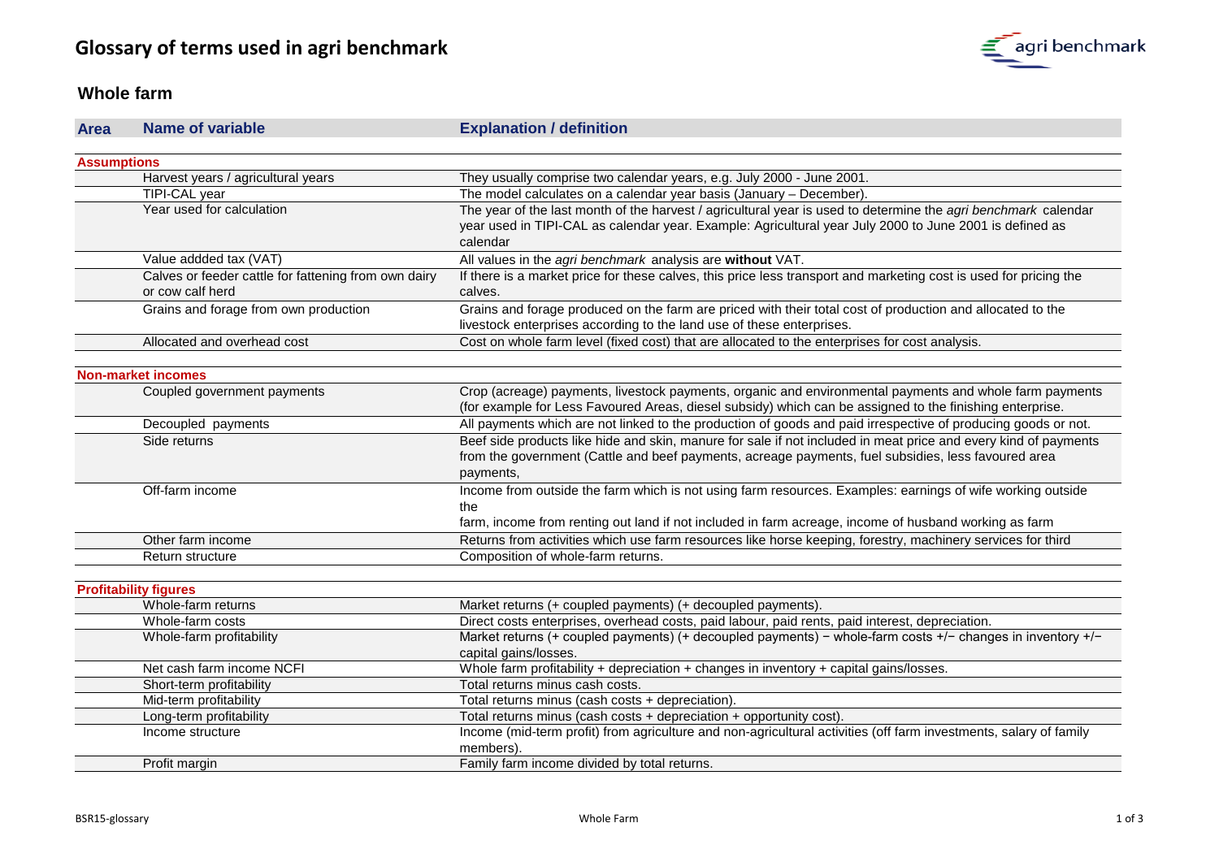# Glossary of terms used in agri benchmark

## Whole farm

| Area | Name of variable | Explanation / definition |
|---|---|---|
| **Assumptions** | | |
| | Harvest years / agricultural years | They usually comprise two calendar years, e.g. July 2000 - June 2001. |
| | TIPI-CAL year | The model calculates on a calendar year basis (January – December). |
| | Year used for calculation | The year of the last month of the harvest / agricultural year is used to determine the *agri benchmark* calendar year used in TIPI-CAL as calendar year. Example: Agricultural year July 2000 to June 2001 is defined as calendar |
| | Value addded tax (VAT) | All values in the *agri benchmark* analysis are **without** VAT. |
| | Calves or feeder cattle for fattening from own dairy or cow calf herd | If there is a market price for these calves, this price less transport and marketing cost is used for pricing the calves. |
| | Grains and forage from own production | Grains and forage produced on the farm are priced with their total cost of production and allocated to the livestock enterprises according to the land use of these enterprises. |
| | Allocated and overhead cost | Cost on whole farm level (fixed cost) that are allocated to the enterprises for cost analysis. |
| **Non-market incomes** | | |
| | Coupled government payments | Crop (acreage) payments, livestock payments, organic and environmental payments and whole farm payments (for example for Less Favoured Areas, diesel subsidy) which can be assigned to the finishing enterprise. |
| | Decoupled payments | All payments which are not linked to the production of goods and paid irrespective of producing goods or not. |
| | Side returns | Beef side products like hide and skin, manure for sale if not included in meat price and every kind of payments from the government (Cattle and beef payments, acreage payments, fuel subsidies, less favoured area payments, |
| | Off-farm income | Income from outside the farm which is not using farm resources. Examples: earnings of wife working outside the farm, income from renting out land if not included in farm acreage, income of husband working as farm |
| | Other farm income | Returns from activities which use farm resources like horse keeping, forestry, machinery services for third |
| | Return structure | Composition of whole-farm returns. |
| **Profitability figures** | | |
| | Whole-farm returns | Market returns (+ coupled payments) (+ decoupled payments). |
| | Whole-farm costs | Direct costs enterprises, overhead costs, paid labour, paid rents, paid interest, depreciation. |
| | Whole-farm profitability | Market returns (+ coupled payments) (+ decoupled payments) − whole-farm costs +/− changes in inventory +/− capital gains/losses. |
| | Net cash farm income NCFI | Whole farm profitability + depreciation + changes in inventory + capital gains/losses. |
| | Short-term profitability | Total returns minus cash costs. |
| | Mid-term profitability | Total returns minus (cash costs + depreciation). |
| | Long-term profitability | Total returns minus (cash costs + depreciation + opportunity cost). |
| | Income structure | Income (mid-term profit) from agriculture and non-agricultural activities (off farm investments, salary of family members). |
| | Profit margin | Family farm income divided by total returns. |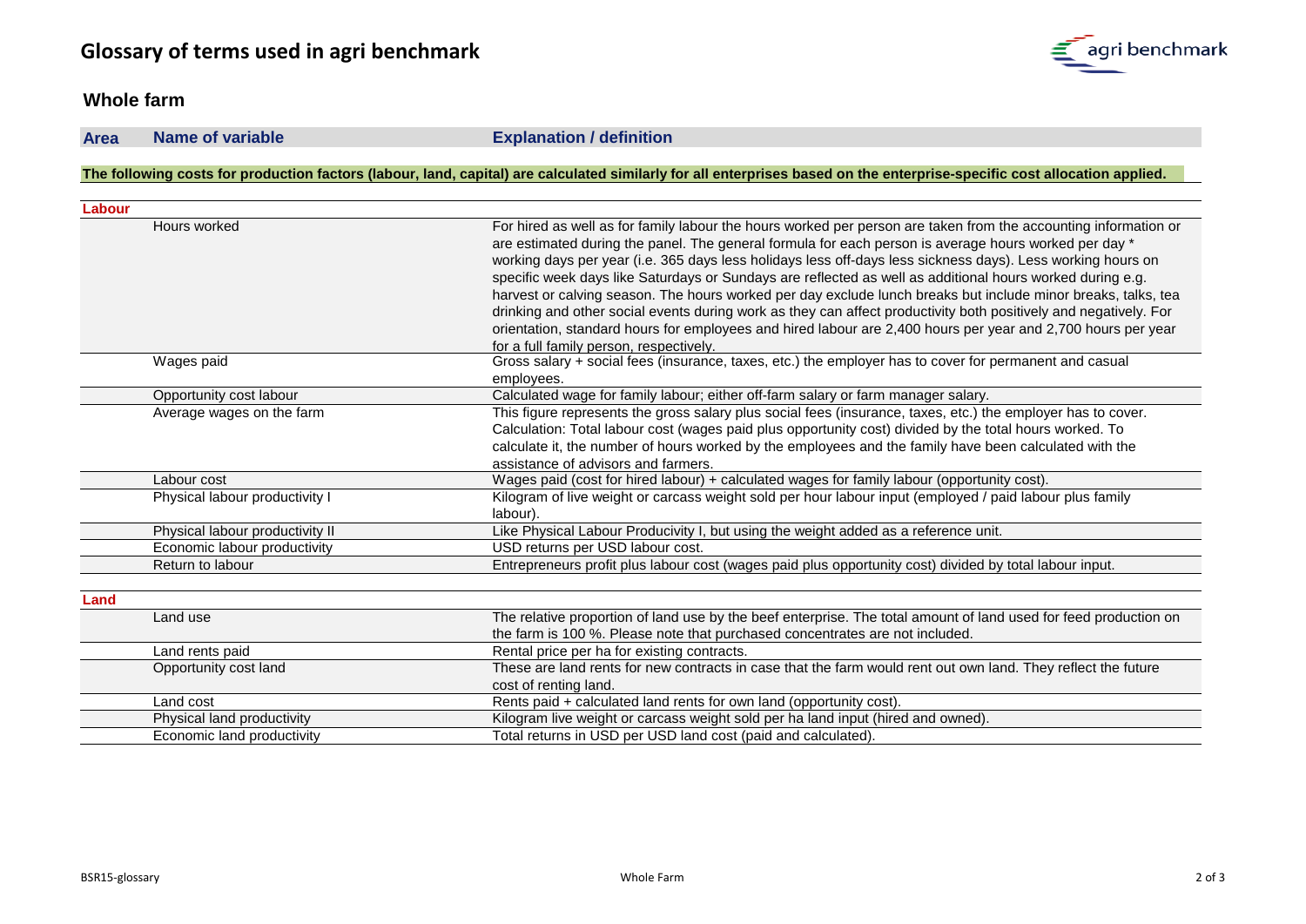# Glossary of terms used in agri benchmark

## Whole farm

| Area | Name of variable | Explanation / definition |
|---|---|---|
| **The following costs for production factors (labour, land, capital) are calculated similarly for all enterprises based on the enterprise-specific cost allocation applied.** | | |
| **Labour** | | |
| | Hours worked | For hired as well as for family labour the hours worked per person are taken from the accounting information or are estimated during the panel. The general formula for each person is average hours worked per day * working days per year (i.e. 365 days less holidays less off-days less sickness days). Less working hours on specific week days like Saturdays or Sundays are reflected as well as additional hours worked during e.g. harvest or calving season. The hours worked per day exclude lunch breaks but include minor breaks, talks, tea drinking and other social events during work as they can affect productivity both positively and negatively. For orientation, standard hours for employees and hired labour are 2,400 hours per year and 2,700 hours per year for a full family person, respectively. |
| | Wages paid | Gross salary + social fees (insurance, taxes, etc.) the employer has to cover for permanent and casual employees. |
| | Opportunity cost labour | Calculated wage for family labour; either off-farm salary or farm manager salary. |
| | Average wages on the farm | This figure represents the gross salary plus social fees (insurance, taxes, etc.) the employer has to cover. Calculation: Total labour cost (wages paid plus opportunity cost) divided by the total hours worked. To calculate it, the number of hours worked by the employees and the family have been calculated with the assistance of advisors and farmers. |
| | Labour cost | Wages paid (cost for hired labour) + calculated wages for family labour (opportunity cost). |
| | Physical labour productivity I | Kilogram of live weight or carcass weight sold per hour labour input (employed / paid labour plus family labour). |
| | Physical labour productivity II | Like Physical Labour Producivity I, but using the weight added as a reference unit. |
| | Economic labour productivity | USD returns per USD labour cost. |
| | Return to labour | Entrepreneurs profit plus labour cost (wages paid plus opportunity cost) divided by total labour input. |
| **Land** | | |
| | Land use | The relative proportion of land use by the beef enterprise. The total amount of land used for feed production on the farm is 100 %. Please note that purchased concentrates are not included. |
| | Land rents paid | Rental price per ha for existing contracts. |
| | Opportunity cost land | These are land rents for new contracts in case that the farm would rent out own land. They reflect the future cost of renting land. |
| | Land cost | Rents paid + calculated land rents for own land (opportunity cost). |
| | Physical land productivity | Kilogram live weight or carcass weight sold per ha land input (hired and owned). |
| | Economic land productivity | Total returns in USD per USD land cost (paid and calculated). |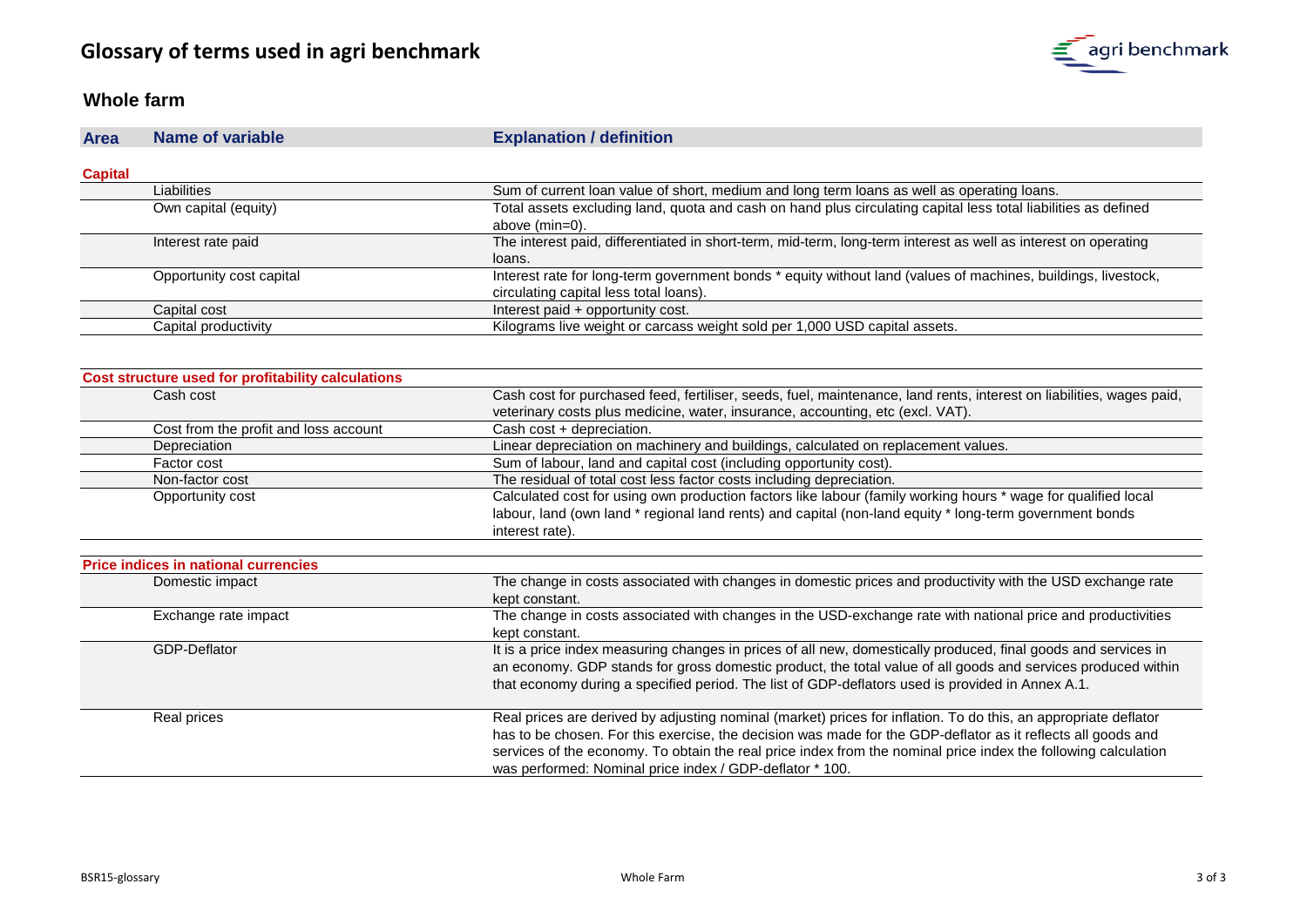# Glossary of terms used in agri benchmark

## Whole farm

| Area | Name of variable | Explanation / definition |
|---|---|---|
| **Capital** | | |
| | Liabilities | Sum of current loan value of short, medium and long term loans as well as operating loans. |
| | Own capital (equity) | Total assets excluding land, quota and cash on hand plus circulating capital less total liabilities as defined above (min=0). |
| | Interest rate paid | The interest paid, differentiated in short-term, mid-term, long-term interest as well as interest on operating loans. |
| | Opportunity cost capital | Interest rate for long-term government bonds * equity without land (values of machines, buildings, livestock, circulating capital less total loans). |
| | Capital cost | Interest paid + opportunity cost. |
| | Capital productivity | Kilograms live weight or carcass weight sold per 1,000 USD capital assets. |
| **Cost structure used for profitability calculations** | | |
| | Cash cost | Cash cost for purchased feed, fertiliser, seeds, fuel, maintenance, land rents, interest on liabilities, wages paid, veterinary costs plus medicine, water, insurance, accounting, etc (excl. VAT). |
| | Cost from the profit and loss account | Cash cost + depreciation. |
| | Depreciation | Linear depreciation on machinery and buildings, calculated on replacement values. |
| | Factor cost | Sum of labour, land and capital cost (including opportunity cost). |
| | Non-factor cost | The residual of total cost less factor costs including depreciation. |
| | Opportunity cost | Calculated cost for using own production factors like labour (family working hours * wage for qualified local labour, land (own land * regional land rents) and capital (non-land equity * long-term government bonds interest rate). |
| **Price indices in national currencies** | | |
| | Domestic impact | The change in costs associated with changes in domestic prices and productivity with the USD exchange rate kept constant. |
| | Exchange rate impact | The change in costs associated with changes in the USD-exchange rate with national price and productivities kept constant. |
| | GDP-Deflator | It is a price index measuring changes in prices of all new, domestically produced, final goods and services in an economy. GDP stands for gross domestic product, the total value of all goods and services produced within that economy during a specified period. The list of GDP-deflators used is provided in Annex A.1. |
| | Real prices | Real prices are derived by adjusting nominal (market) prices for inflation. To do this, an appropriate deflator has to be chosen. For this exercise, the decision was made for the GDP-deflator as it reflects all goods and services of the economy. To obtain the real price index from the nominal price index the following calculation was performed: Nominal price index / GDP-deflator * 100. |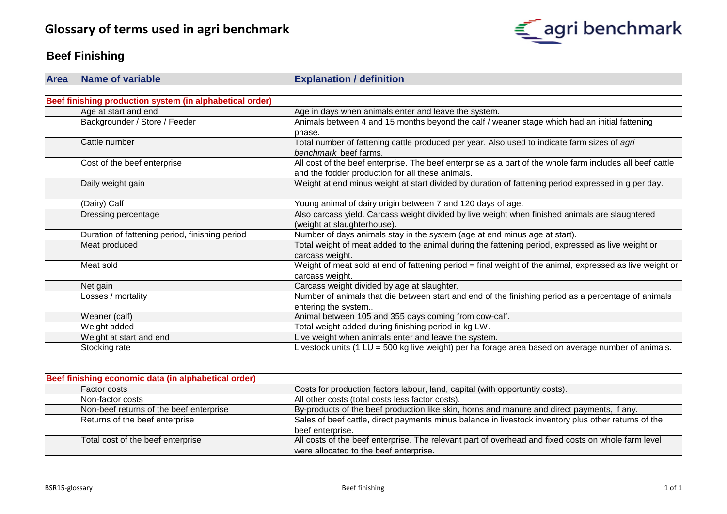# Glossary of terms used in agri benchmark

## Beef Finishing

| Area | Name of variable | Explanation / definition |
|---|---|---|
| **Beef finishing production system (in alphabetical order)** | | |
| | Age at start and end | Age in days when animals enter and leave the system. |
| | Backgrounder / Store / Feeder | Animals between 4 and 15 months beyond the calf / weaner stage which had an initial fattening phase. |
| | Cattle number | Total number of fattening cattle produced per year. Also used to indicate farm sizes of *agri benchmark* beef farms. |
| | Cost of the beef enterprise | All cost of the beef enterprise. The beef enterprise as a part of the whole farm includes all beef cattle and the fodder production for all these animals. |
| | Daily weight gain | Weight at end minus weight at start divided by duration of fattening period expressed in g per day. |
| | (Dairy) Calf | Young animal of dairy origin between 7 and 120 days of age. |
| | Dressing percentage | Also carcass yield. Carcass weight divided by live weight when finished animals are slaughtered (weight at slaughterhouse). |
| | Duration of fattening period, finishing period | Number of days animals stay in the system (age at end minus age at start). |
| | Meat produced | Total weight of meat added to the animal during the fattening period, expressed as live weight or carcass weight. |
| | Meat sold | Weight of meat sold at end of fattening period = final weight of the animal, expressed as live weight or carcass weight. |
| | Net gain | Carcass weight divided by age at slaughter. |
| | Losses / mortality | Number of animals that die between start and end of the finishing period as a percentage of animals entering the system.. |
| | Weaner (calf) | Animal between 105 and 355 days coming from cow-calf. |
| | Weight added | Total weight added during finishing period in kg LW. |
| | Weight at start and end | Live weight when animals enter and leave the system. |
| | Stocking rate | Livestock units (1 LU = 500 kg live weight) per ha forage area based on average number of animals. |
| **Beef finishing economic data (in alphabetical order)** | | |
| | Factor costs | Costs for production factors labour, land, capital (with opportuntiy costs). |
| | Non-factor costs | All other costs (total costs less factor costs). |
| | Non-beef returns of the beef enterprise | By-products of the beef production like skin, horns and manure and direct payments, if any. |
| | Returns of the beef enterprise | Sales of beef cattle, direct payments minus balance in livestock inventory plus other returns of the beef enterprise. |
| | Total cost of the beef enterprise | All costs of the beef enterprise. The relevant part of overhead and fixed costs on whole farm level were allocated to the beef enterprise. |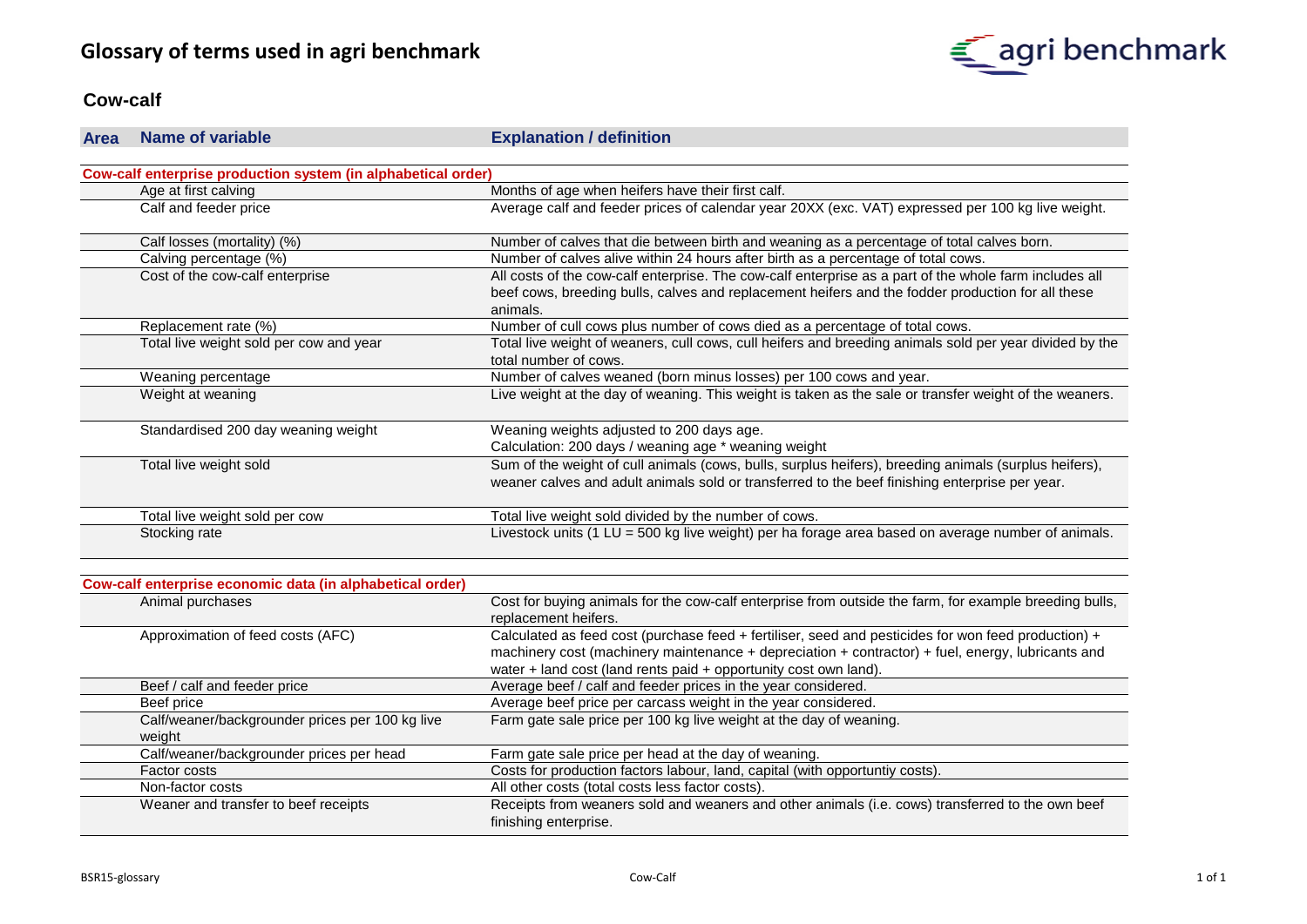# Glossary of terms used in agri benchmark

## Cow-calf

| Area | Name of variable | Explanation / definition |
|---|---|---|
| **Cow-calf enterprise production system (in alphabetical order)** | | |
| | Age at first calving | Months of age when heifers have their first calf. |
| | Calf and feeder price | Average calf and feeder prices of calendar year 20XX (exc. VAT) expressed per 100 kg live weight. |
| | Calf losses (mortality) (%) | Number of calves that die between birth and weaning as a percentage of total calves born. |
| | Calving percentage (%) | Number of calves alive within 24 hours after birth as a percentage of total cows. |
| | Cost of the cow-calf enterprise | All costs of the cow-calf enterprise. The cow-calf enterprise as a part of the whole farm includes all beef cows, breeding bulls, calves and replacement heifers and the fodder production for all these animals. |
| | Replacement rate (%) | Number of cull cows plus number of cows died as a percentage of total cows. |
| | Total live weight sold per cow and year | Total live weight of weaners, cull cows, cull heifers and breeding animals sold per year divided by the total number of cows. |
| | Weaning percentage | Number of calves weaned (born minus losses) per 100 cows and year. |
| | Weight at weaning | Live weight at the day of weaning. This weight is taken as the sale or transfer weight of the weaners. |
| | Standardised 200 day weaning weight | Weaning weights adjusted to 200 days age. Calculation: 200 days / weaning age * weaning weight |
| | Total live weight sold | Sum of the weight of cull animals (cows, bulls, surplus heifers), breeding animals (surplus heifers), weaner calves and adult animals sold or transferred to the beef finishing enterprise per year. |
| | Total live weight sold per cow | Total live weight sold divided by the number of cows. |
| | Stocking rate | Livestock units (1 LU = 500 kg live weight) per ha forage area based on average number of animals. |
| **Cow-calf enterprise economic data (in alphabetical order)** | | |
| | Animal purchases | Cost for buying animals for the cow-calf enterprise from outside the farm, for example breeding bulls, replacement heifers. |
| | Approximation of feed costs (AFC) | Calculated as feed cost (purchase feed + fertiliser, seed and pesticides for won feed production) + machinery cost (machinery maintenance + depreciation + contractor) + fuel, energy, lubricants and water + land cost (land rents paid + opportunity cost own land). |
| | Beef / calf and feeder price | Average beef / calf and feeder prices in the year considered. |
| | Beef price | Average beef price per carcass weight in the year considered. |
| | Calf/weaner/backgrounder prices per 100 kg live weight | Farm gate sale price per 100 kg live weight at the day of weaning. |
| | Calf/weaner/backgrounder prices per head | Farm gate sale price per head at the day of weaning. |
| | Factor costs | Costs for production factors labour, land, capital (with opportuntiy costs). |
| | Non-factor costs | All other costs (total costs less factor costs). |
| | Weaner and transfer to beef receipts | Receipts from weaners sold and weaners and other animals (i.e. cows) transferred to the own beef finishing enterprise. |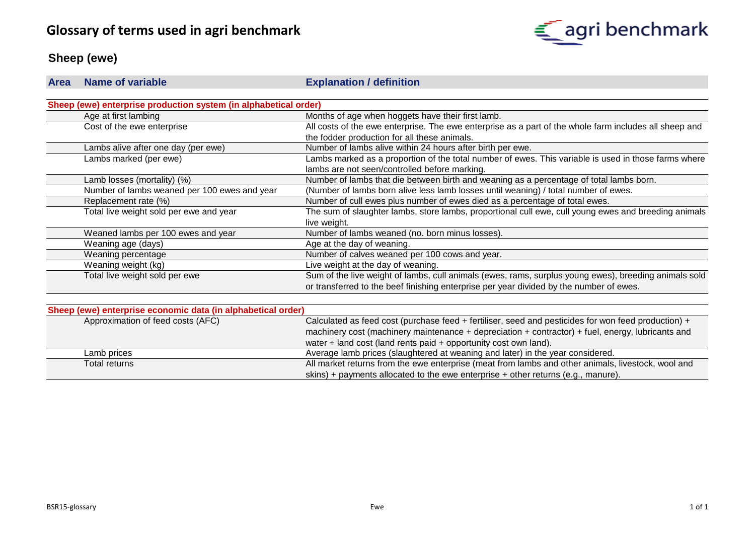# Glossary of terms used in agri benchmark

## Sheep (ewe)

| Area | Name of variable | Explanation / definition |
|---|---|---|
| **Sheep (ewe) enterprise production system (in alphabetical order)** | | |
| | Age at first lambing | Months of age when hoggets have their first lamb. |
| | Cost of the ewe enterprise | All costs of the ewe enterprise. The ewe enterprise as a part of the whole farm includes all sheep and the fodder production for all these animals. |
| | Lambs alive after one day (per ewe) | Number of lambs alive within 24 hours after birth per ewe. |
| | Lambs marked (per ewe) | Lambs marked as a proportion of the total number of ewes. This variable is used in those farms where lambs are not seen/controlled before marking. |
| | Lamb losses (mortality) (%) | Number of lambs that die between birth and weaning as a percentage of total lambs born. |
| | Number of lambs weaned per 100 ewes and year | (Number of lambs born alive less lamb losses until weaning) / total number of ewes. |
| | Replacement rate (%) | Number of cull ewes plus number of ewes died as a percentage of total ewes. |
| | Total live weight sold per ewe and year | The sum of slaughter lambs, store lambs, proportional cull ewe, cull young ewes and breeding animals live weight. |
| | Weaned lambs per 100 ewes and year | Number of lambs weaned (no. born minus losses). |
| | Weaning age (days) | Age at the day of weaning. |
| | Weaning percentage | Number of calves weaned per 100 cows and year. |
| | Weaning weight (kg) | Live weight at the day of weaning. |
| | Total live weight sold per ewe | Sum of the live weight of lambs, cull animals (ewes, rams, surplus young ewes), breeding animals sold or transferred to the beef finishing enterprise per year divided by the number of ewes. |
| **Sheep (ewe) enterprise economic data (in alphabetical order)** | | |
| | Approximation of feed costs (AFC) | Calculated as feed cost (purchase feed + fertiliser, seed and pesticides for won feed production) + machinery cost (machinery maintenance + depreciation + contractor) + fuel, energy, lubricants and water + land cost (land rents paid + opportunity cost own land). |
| | Lamb prices | Average lamb prices (slaughtered at weaning and later) in the year considered. |
| | Total returns | All market returns from the ewe enterprise (meat from lambs and other animals, livestock, wool and skins) + payments allocated to the ewe enterprise + other returns (e.g., manure). |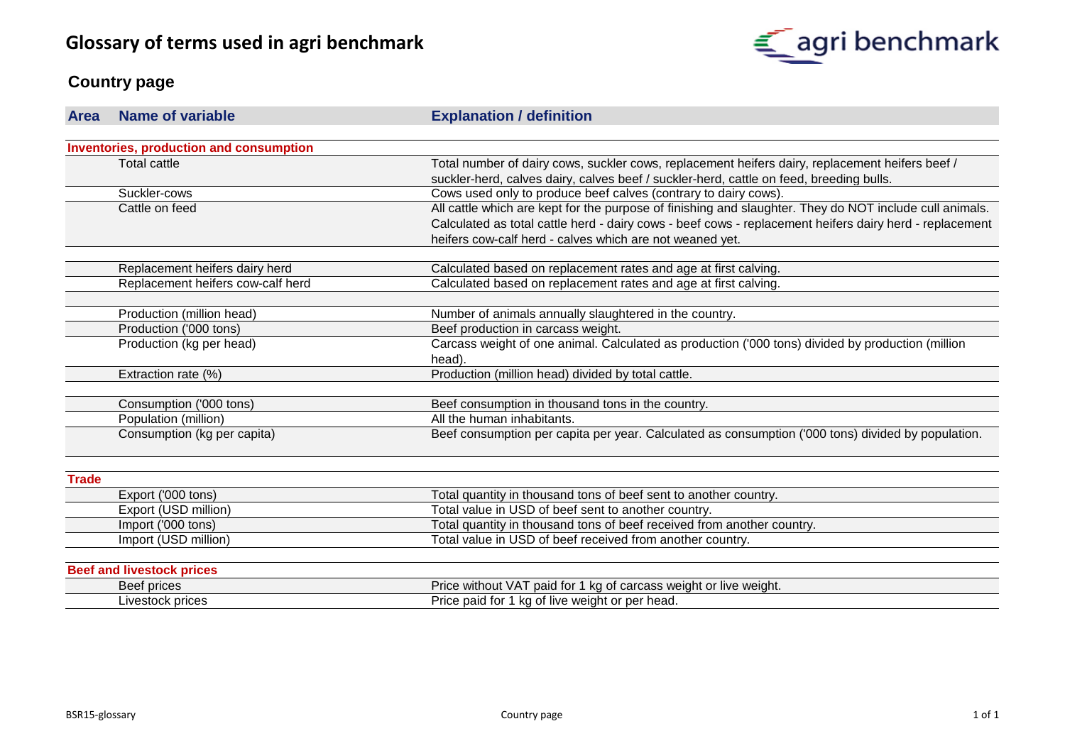# Glossary of terms used in agri benchmark

## Country page

| Area | Name of variable | Explanation / definition |
|---|---|---|
| **Inventories, production and consumption** | | |
| | Total cattle | Total number of dairy cows, suckler cows, replacement heifers dairy, replacement heifers beef / suckler-herd, calves dairy, calves beef / suckler-herd, cattle on feed, breeding bulls. |
| | Suckler-cows | Cows used only to produce beef calves (contrary to dairy cows). |
| | Cattle on feed | All cattle which are kept for the purpose of finishing and slaughter. They do NOT include cull animals. Calculated as total cattle herd - dairy cows - beef cows - replacement heifers dairy herd - replacement heifers cow-calf herd - calves which are not weaned yet. |
| | Replacement heifers dairy herd | Calculated based on replacement rates and age at first calving. |
| | Replacement heifers cow-calf herd | Calculated based on replacement rates and age at first calving. |
| | Production (million head) | Number of animals annually slaughtered in the country. |
| | Production ('000 tons) | Beef production in carcass weight. |
| | Production (kg per head) | Carcass weight of one animal. Calculated as production ('000 tons) divided by production (million head). |
| | Extraction rate (%) | Production (million head) divided by total cattle. |
| | Consumption ('000 tons) | Beef consumption in thousand tons in the country. |
| | Population (million) | All the human inhabitants. |
| | Consumption (kg per capita) | Beef consumption per capita per year. Calculated as consumption ('000 tons) divided by population. |
| **Trade** | | |
| | Export ('000 tons) | Total quantity in thousand tons of beef sent to another country. |
| | Export (USD million) | Total value in USD of beef sent to another country. |
| | Import ('000 tons) | Total quantity in thousand tons of beef received from another country. |
| | Import (USD million) | Total value in USD of beef received from another country. |
| **Beef and livestock prices** | | |
| | Beef prices | Price without VAT paid for 1 kg of carcass weight or live weight. |
| | Livestock prices | Price paid for 1 kg of live weight or per head. |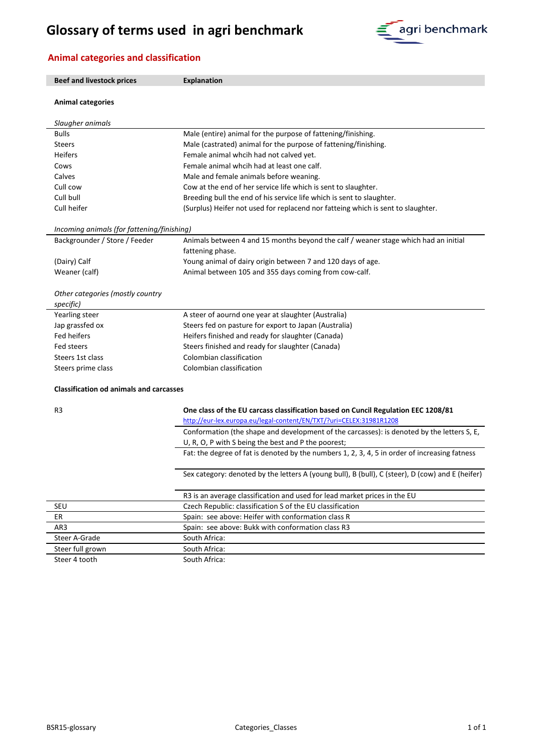# Glossary of terms used in agri benchmark

## Animal categories and classification

| Beef and livestock prices | Explanation |
|---|---|
| **Animal categories** | |
| *Slaugher animals* | |
| Bulls | Male (entire) animal for the purpose of fattening/finishing. |
| Steers | Male (castrated) animal for the purpose of fattening/finishing. |
| Heifers | Female animal whcih had not calved yet. |
| Cows | Female animal whcih had at least one calf. |
| Calves | Male and female animals before weaning. |
| Cull cow | Cow at the end of her service life which is sent to slaughter. |
| Cull bull | Breeding bull the end of his service life which is sent to slaughter. |
| Cull heifer | (Surplus) Heifer not used for replacend nor fatteing which is sent to slaughter. |
| *Incoming animals (for fattening/finishing)* | |
| Backgrounder / Store / Feeder | Animals between 4 and 15 months beyond the calf / weaner stage which had an initial fattening phase. |
| (Dairy) Calf | Young animal of dairy origin between 7 and 120 days of age. |
| Weaner (calf) | Animal between 105 and 355 days coming from cow-calf. |
| *Other categories (mostly country specific)* | |
| Yearling steer | A steer of aournd one year at slaughter (Australia) |
| Jap grassfed ox | Steers fed on pasture for export to Japan (Australia) |
| Fed heifers | Heifers finished and ready for slaughter (Canada) |
| Fed steers | Steers finished and ready for slaughter (Canada) |
| Steers 1st class | Colombian classification |
| Steers prime class | Colombian classification |
| **Classification od animals and carcasses** | |
| R3 | **One class of the EU carcass classification based on Cuncil Regulation EEC 1208/81** http://eur-lex.europa.eu/legal-content/EN/TXT/?uri=CELEX:31981R1208 |
| | Conformation (the shape and development of the carcasses): is denoted by the letters S, E, U, R, O, P with S being the best and P the poorest; |
| | Fat: the degree of fat is denoted by the numbers 1, 2, 3, 4, 5 in order of increasing fatness |
| | Sex category: denoted by the letters A (young bull), B (bull), C (steer), D (cow) and E (heifer) |
| | R3 is an average classification and used for lead market prices in the EU |
| SEU | Czech Republic: classification S of the EU classification |
| ER | Spain: see above: Heifer with conformation class R |
| AR3 | Spain: see above: Bukk with conformation class R3 |
| Steer A-Grade | South Africa: |
| Steer full grown | South Africa: |
| Steer 4 tooth | South Africa: |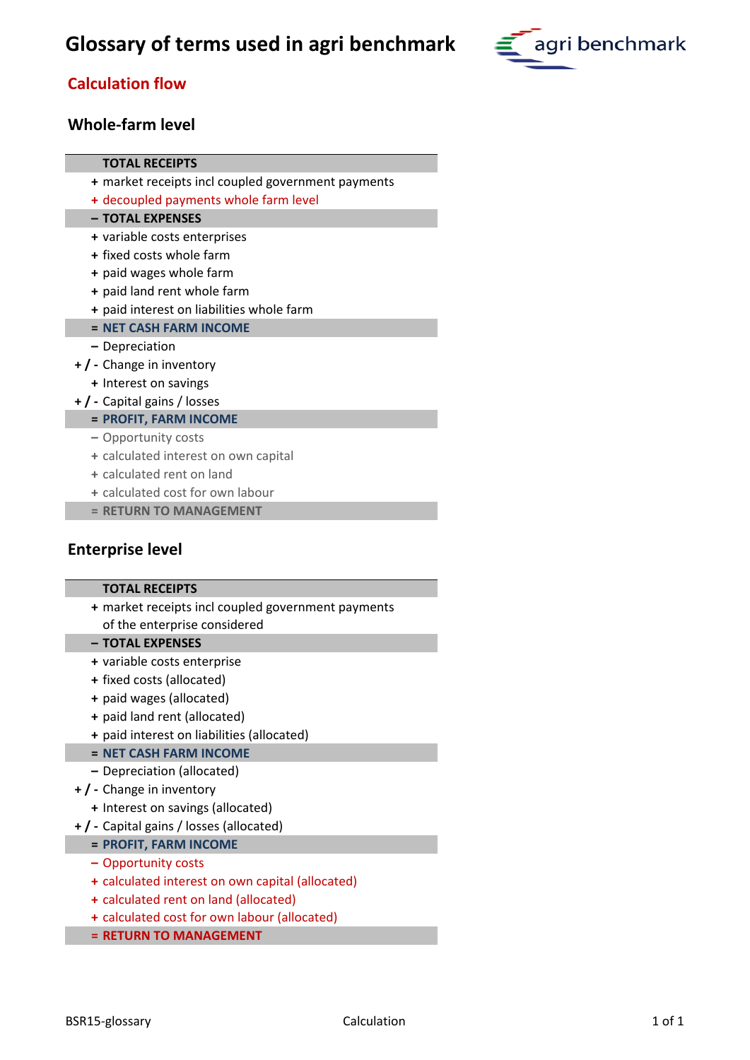# Glossary of terms used in agri benchmark

## Calculation flow

### Whole-farm level

| | |
|---|---|
| | **TOTAL RECEIPTS** |
| + | market receipts incl coupled government payments |
| + | decoupled payments whole farm level |
| – | **TOTAL EXPENSES** |
| + | variable costs enterprises |
| + | fixed costs whole farm |
| + | paid wages whole farm |
| + | paid land rent whole farm |
| + | paid interest on liabilities whole farm |
| = | **NET CASH FARM INCOME** |
| – | Depreciation |
| + / - | Change in inventory |
| + | Interest on savings |
| + / - | Capital gains / losses |
| = | **PROFIT, FARM INCOME** |
| – | Opportunity costs |
| + | calculated interest on own capital |
| + | calculated rent on land |
| + | calculated cost for own labour |
| = | **RETURN TO MANAGEMENT** |

### Enterprise level

| | |
|---|---|
| | **TOTAL RECEIPTS** |
| + | market receipts incl coupled government payments of the enterprise considered |
| – | **TOTAL EXPENSES** |
| + | variable costs enterprise |
| + | fixed costs (allocated) |
| + | paid wages (allocated) |
| + | paid land rent (allocated) |
| + | paid interest on liabilities (allocated) |
| = | **NET CASH FARM INCOME** |
| – | Depreciation (allocated) |
| + / - | Change in inventory |
| + | Interest on savings (allocated) |
| + / - | Capital gains / losses (allocated) |
| = | **PROFIT, FARM INCOME** |
| – | Opportunity costs |
| + | calculated interest on own capital (allocated) |
| + | calculated rent on land (allocated) |
| + | calculated cost for own labour (allocated) |
| = | **RETURN TO MANAGEMENT** |